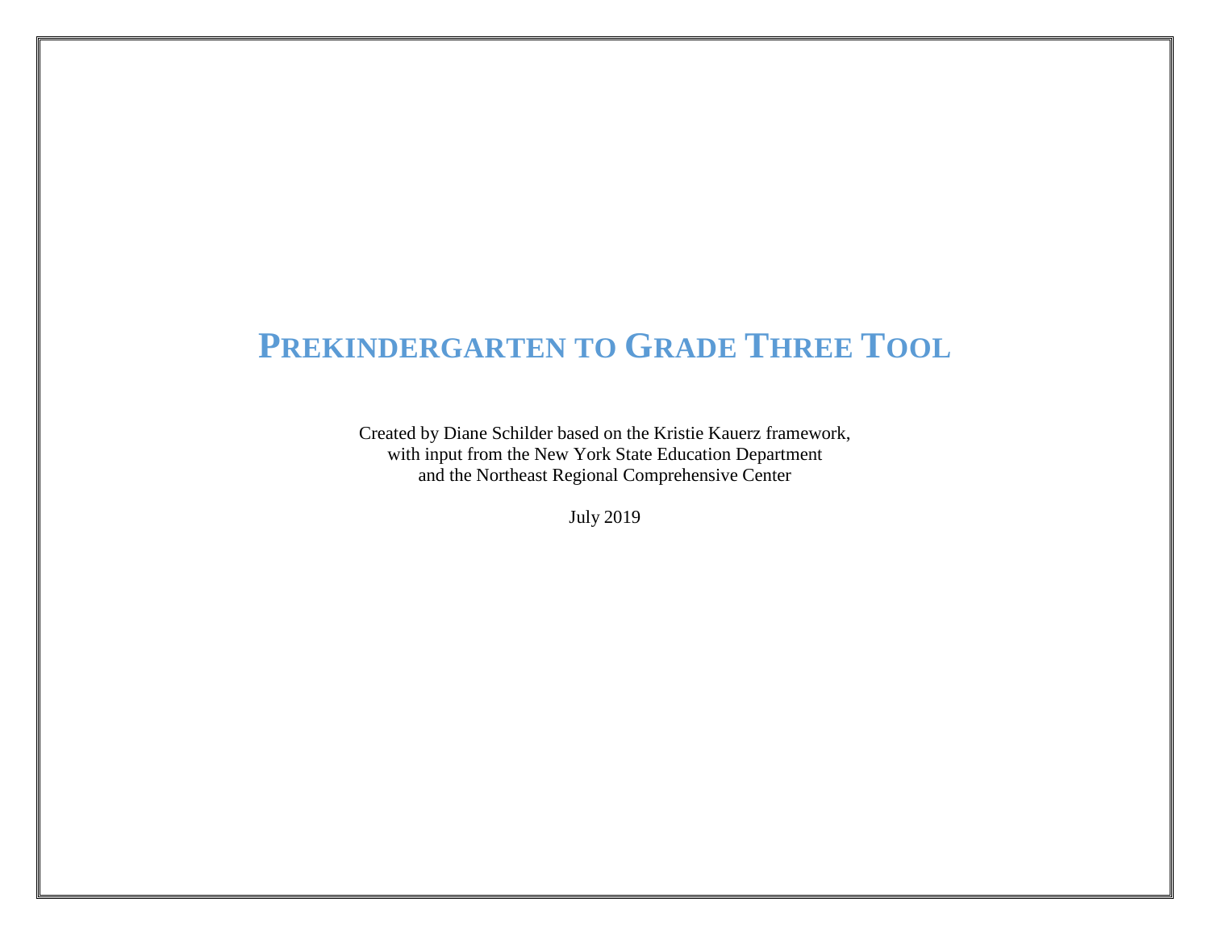# Prekindergarten to Grade Three Tool

Created by Diane Schilder based on the Kristie Kauerz framework,
with input from the New York State Education Department
and the Northeast Regional Comprehensive Center

July 2019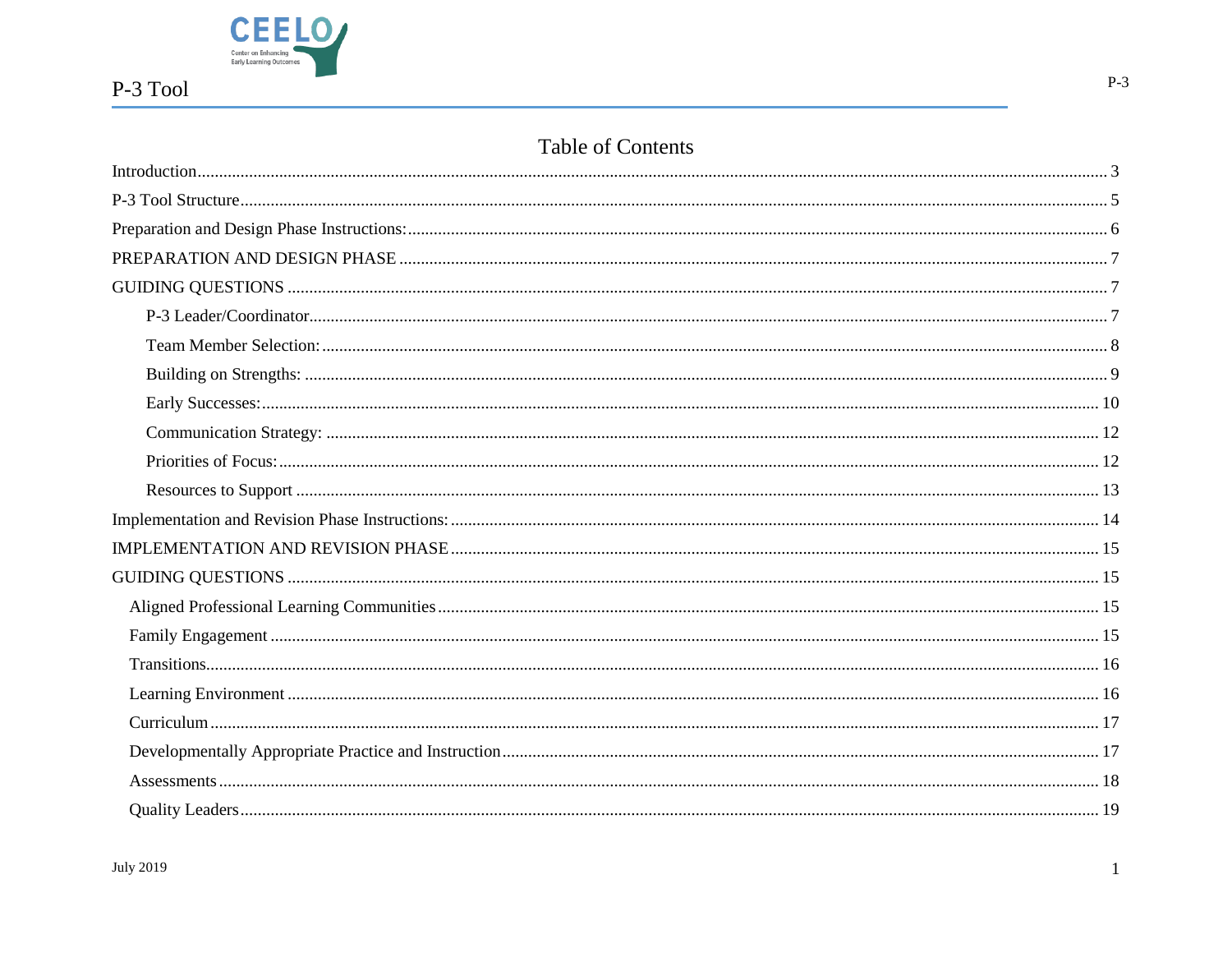# Table of Contents

Introduction ........ 3

P-3 Tool Structure ........ 5

Preparation and Design Phase Instructions: ........ 6

PREPARATION AND DESIGN PHASE ........ 7

GUIDING QUESTIONS ........ 7

- P-3 Leader/Coordinator ........ 7
- Team Member Selection: ........ 8
- Building on Strengths: ........ 9
- Early Successes: ........ 10
- Communication Strategy: ........ 12
- Priorities of Focus: ........ 12
- Resources to Support ........ 13

Implementation and Revision Phase Instructions: ........ 14

IMPLEMENTATION AND REVISION PHASE ........ 15

GUIDING QUESTIONS ........ 15

- Aligned Professional Learning Communities ........ 15
- Family Engagement ........ 15
- Transitions ........ 16
- Learning Environment ........ 16
- Curriculum ........ 17
- Developmentally Appropriate Practice and Instruction ........ 17
- Assessments ........ 18
- Quality Leaders ........ 19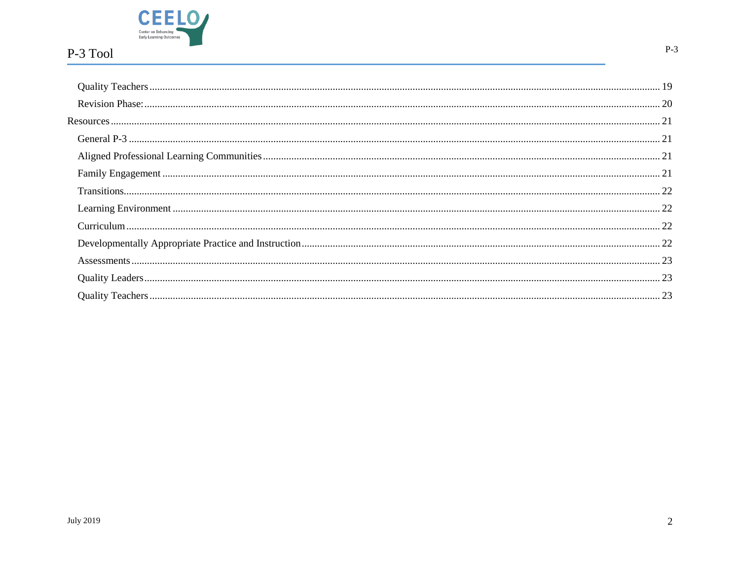- Quality Teachers ........ 19
- Revision Phase: ........ 20

Resources ........ 21

- General P-3 ........ 21
- Aligned Professional Learning Communities ........ 21
- Family Engagement ........ 21
- Transitions ........ 22
- Learning Environment ........ 22
- Curriculum ........ 22
- Developmentally Appropriate Practice and Instruction ........ 22
- Assessments ........ 23
- Quality Leaders ........ 23
- Quality Teachers ........ 23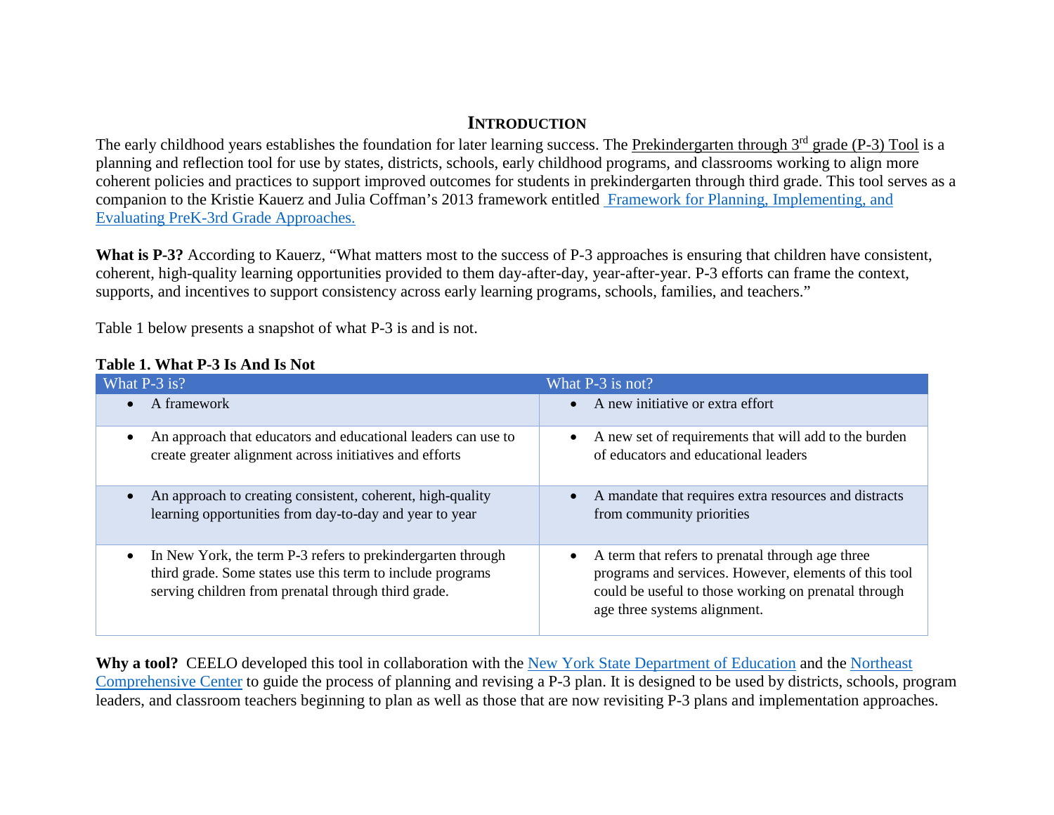# INTRODUCTION

The early childhood years establishes the foundation for later learning success. The Prekindergarten through 3rd grade (P-3) Tool is a planning and reflection tool for use by states, districts, schools, early childhood programs, and classrooms working to align more coherent policies and practices to support improved outcomes for students in prekindergarten through third grade. This tool serves as a companion to the Kristie Kauerz and Julia Coffman's 2013 framework entitled [Framework for Planning, Implementing, and Evaluating PreK-3rd Grade Approaches.]()

**What is P-3?** According to Kauerz, "What matters most to the success of P-3 approaches is ensuring that children have consistent, coherent, high-quality learning opportunities provided to them day-after-day, year-after-year. P-3 efforts can frame the context, supports, and incentives to support consistency across early learning programs, schools, families, and teachers."

Table 1 below presents a snapshot of what P-3 is and is not.

**Table 1. What P-3 Is And Is Not**

| What P-3 is? | What P-3 is not? |
| --- | --- |
| • A framework | • A new initiative or extra effort |
| • An approach that educators and educational leaders can use to create greater alignment across initiatives and efforts | • A new set of requirements that will add to the burden of educators and educational leaders |
| • An approach to creating consistent, coherent, high-quality learning opportunities from day-to-day and year to year | • A mandate that requires extra resources and distracts from community priorities |
| • In New York, the term P-3 refers to prekindergarten through third grade. Some states use this term to include programs serving children from prenatal through third grade. | • A term that refers to prenatal through age three programs and services. However, elements of this tool could be useful to those working on prenatal through age three systems alignment. |

**Why a tool?** CEELO developed this tool in collaboration with the New York State Department of Education and the Northeast Comprehensive Center to guide the process of planning and revising a P-3 plan. It is designed to be used by districts, schools, program leaders, and classroom teachers beginning to plan as well as those that are now revisiting P-3 plans and implementation approaches.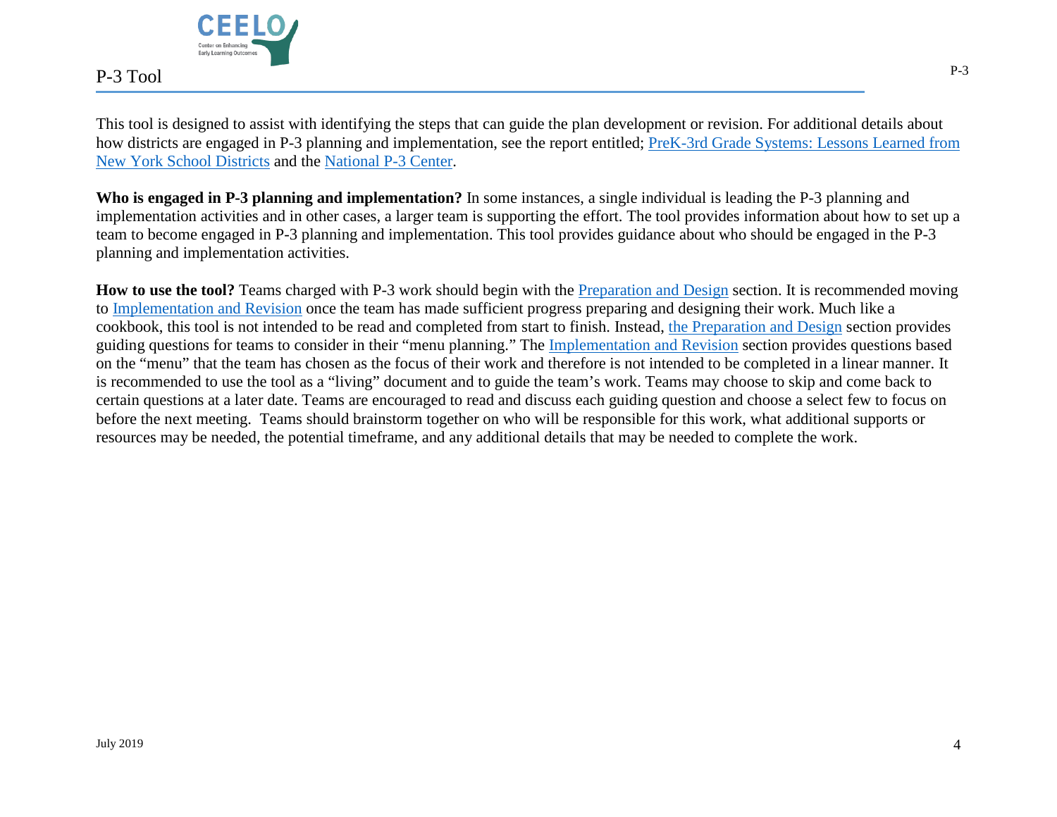This tool is designed to assist with identifying the steps that can guide the plan development or revision. For additional details about how districts are engaged in P-3 planning and implementation, see the report entitled; [PreK-3rd Grade Systems: Lessons Learned from New York School Districts]() and the [National P-3 Center]().

**Who is engaged in P-3 planning and implementation?** In some instances, a single individual is leading the P-3 planning and implementation activities and in other cases, a larger team is supporting the effort. The tool provides information about how to set up a team to become engaged in P-3 planning and implementation. This tool provides guidance about who should be engaged in the P-3 planning and implementation activities.

**How to use the tool?** Teams charged with P-3 work should begin with the [Preparation and Design]() section. It is recommended moving to [Implementation and Revision]() once the team has made sufficient progress preparing and designing their work. Much like a cookbook, this tool is not intended to be read and completed from start to finish. Instead, [the Preparation and Design]() section provides guiding questions for teams to consider in their "menu planning." The [Implementation and Revision]() section provides questions based on the "menu" that the team has chosen as the focus of their work and therefore is not intended to be completed in a linear manner. It is recommended to use the tool as a "living" document and to guide the team's work. Teams may choose to skip and come back to certain questions at a later date. Teams are encouraged to read and discuss each guiding question and choose a select few to focus on before the next meeting. Teams should brainstorm together on who will be responsible for this work, what additional supports or resources may be needed, the potential timeframe, and any additional details that may be needed to complete the work.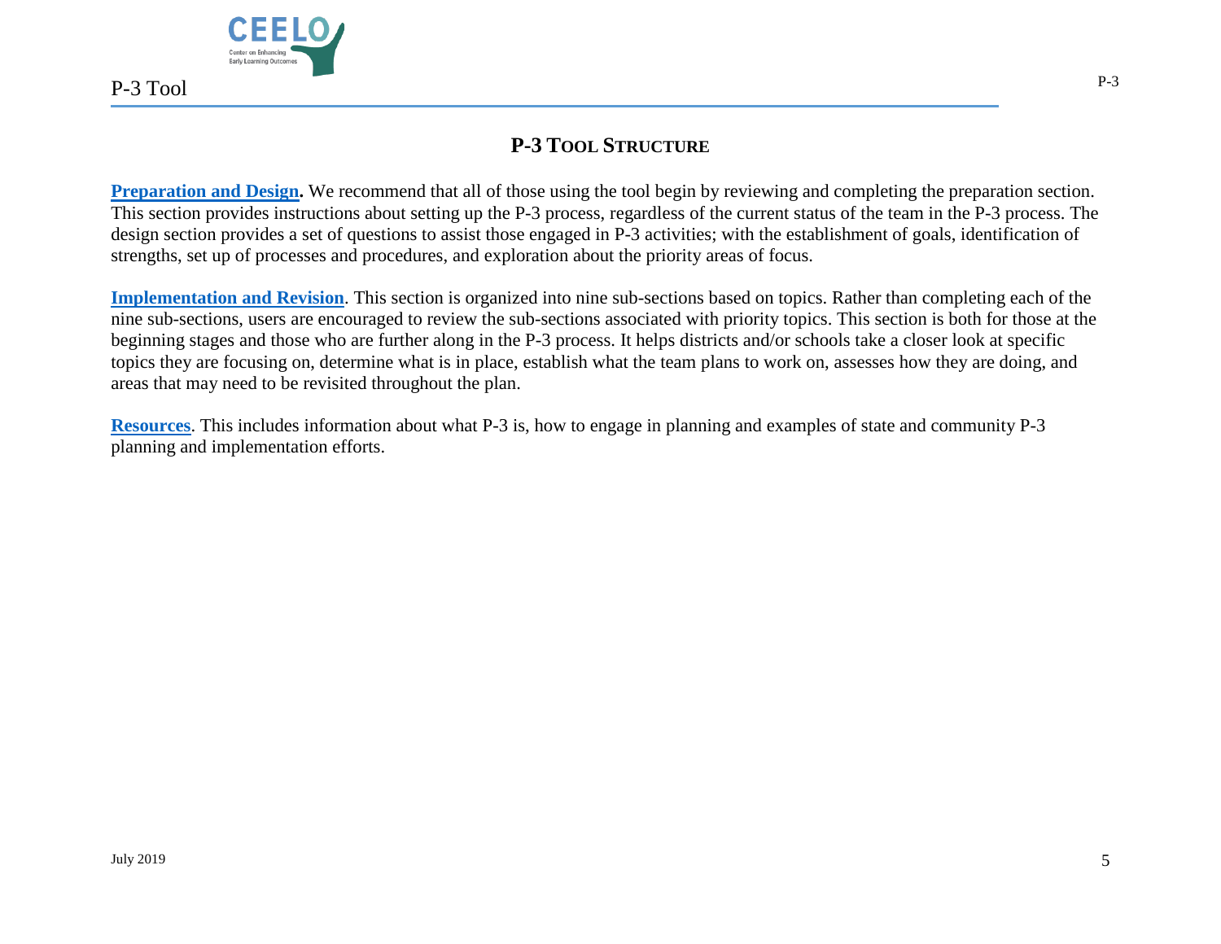## P-3 Tool Structure

**Preparation and Design.** We recommend that all of those using the tool begin by reviewing and completing the preparation section. This section provides instructions about setting up the P-3 process, regardless of the current status of the team in the P-3 process. The design section provides a set of questions to assist those engaged in P-3 activities; with the establishment of goals, identification of strengths, set up of processes and procedures, and exploration about the priority areas of focus.

**Implementation and Revision**. This section is organized into nine sub-sections based on topics. Rather than completing each of the nine sub-sections, users are encouraged to review the sub-sections associated with priority topics. This section is both for those at the beginning stages and those who are further along in the P-3 process. It helps districts and/or schools take a closer look at specific topics they are focusing on, determine what is in place, establish what the team plans to work on, assesses how they are doing, and areas that may need to be revisited throughout the plan.

**Resources**. This includes information about what P-3 is, how to engage in planning and examples of state and community P-3 planning and implementation efforts.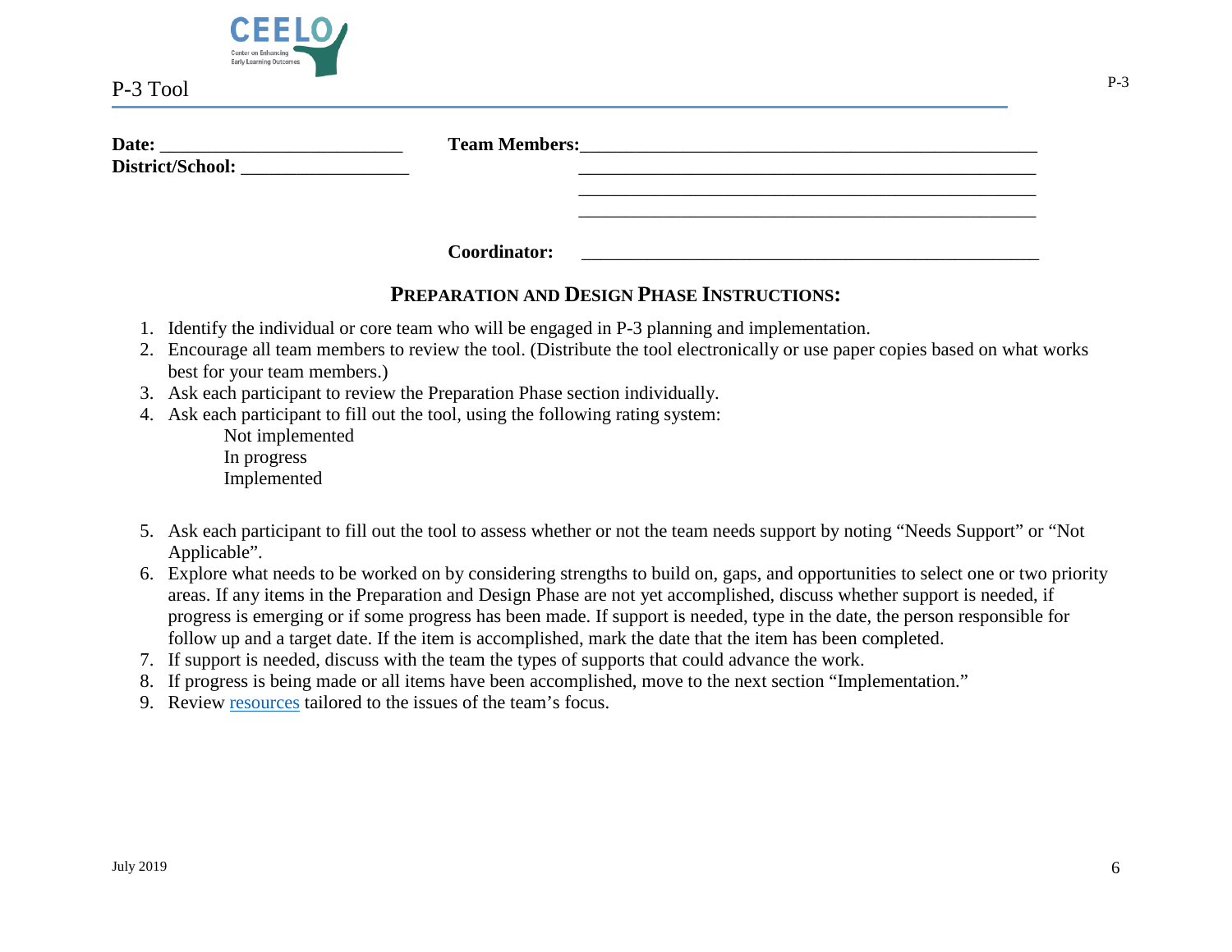P-3 Tool

**Date:** ___________________________ **Team Members:**_____________________________________________________

**District/School:** ___________________ _____________________________________________________

_____________________________________________________

_____________________________________________________

**Coordinator:** _____________________________________________________

## PREPARATION AND DESIGN PHASE INSTRUCTIONS:

1. Identify the individual or core team who will be engaged in P-3 planning and implementation.
2. Encourage all team members to review the tool. (Distribute the tool electronically or use paper copies based on what works best for your team members.)
3. Ask each participant to review the Preparation Phase section individually.
4. Ask each participant to fill out the tool, using the following rating system:
   - Not implemented
   - In progress
   - Implemented
5. Ask each participant to fill out the tool to assess whether or not the team needs support by noting "Needs Support" or "Not Applicable".
6. Explore what needs to be worked on by considering strengths to build on, gaps, and opportunities to select one or two priority areas. If any items in the Preparation and Design Phase are not yet accomplished, discuss whether support is needed, if progress is emerging or if some progress has been made. If support is needed, type in the date, the person responsible for follow up and a target date. If the item is accomplished, mark the date that the item has been completed.
7. If support is needed, discuss with the team the types of supports that could advance the work.
8. If progress is being made or all items have been accomplished, move to the next section "Implementation."
9. Review resources tailored to the issues of the team's focus.

July 2019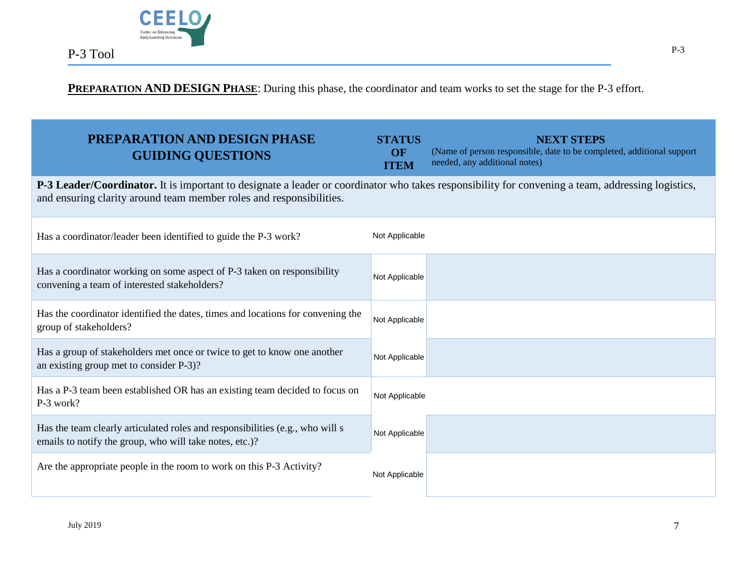**PREPARATION AND DESIGN PHASE**: During this phase, the coordinator and team works to set the stage for the P-3 effort.

| PREPARATION AND DESIGN PHASE GUIDING QUESTIONS | STATUS OF ITEM | NEXT STEPS (Name of person responsible, date to be completed, additional support needed, any additional notes) |
|---|---|---|
| **P-3 Leader/Coordinator.** It is important to designate a leader or coordinator who takes responsibility for convening a team, addressing logistics, and ensuring clarity around team member roles and responsibilities. | | |
| Has a coordinator/leader been identified to guide the P-3 work? | Not Applicable | |
| Has a coordinator working on some aspect of P-3 taken on responsibility convening a team of interested stakeholders? | Not Applicable | |
| Has the coordinator identified the dates, times and locations for convening the group of stakeholders? | Not Applicable | |
| Has a group of stakeholders met once or twice to get to know one another an existing group met to consider P-3)? | Not Applicable | |
| Has a P-3 team been established OR has an existing team decided to focus on P-3 work? | Not Applicable | |
| Has the team clearly articulated roles and responsibilities (e.g., who will s emails to notify the group, who will take notes, etc.)? | Not Applicable | |
| Are the appropriate people in the room to work on this P-3 Activity? | Not Applicable | |

July 2019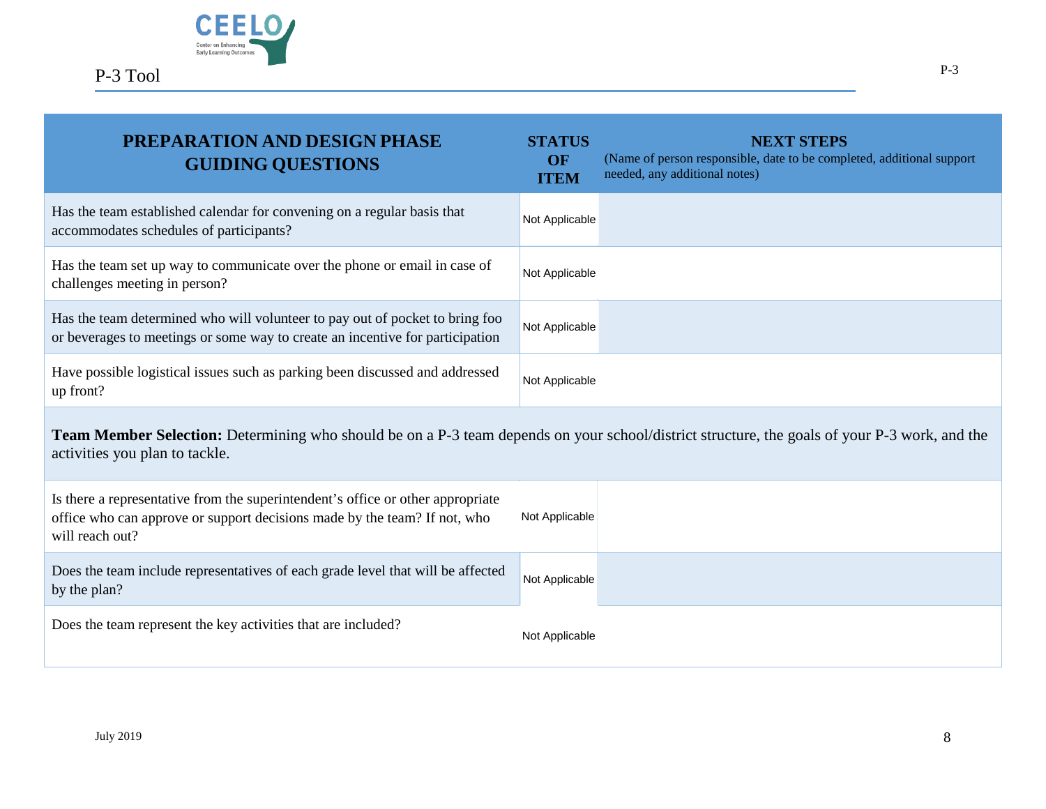| PREPARATION AND DESIGN PHASE GUIDING QUESTIONS | STATUS OF ITEM | NEXT STEPS (Name of person responsible, date to be completed, additional support needed, any additional notes) |
|---|---|---|
| Has the team established calendar for convening on a regular basis that accommodates schedules of participants? | Not Applicable | |
| Has the team set up way to communicate over the phone or email in case of challenges meeting in person? | Not Applicable | |
| Has the team determined who will volunteer to pay out of pocket to bring foo or beverages to meetings or some way to create an incentive for participation | Not Applicable | |
| Have possible logistical issues such as parking been discussed and addressed up front? | Not Applicable | |
| **Team Member Selection:** Determining who should be on a P-3 team depends on your school/district structure, the goals of your P-3 work, and the activities you plan to tackle. | | |
| Is there a representative from the superintendent's office or other appropriate office who can approve or support decisions made by the team? If not, who will reach out? | Not Applicable | |
| Does the team include representatives of each grade level that will be affected by the plan? | Not Applicable | |
| Does the team represent the key activities that are included? | Not Applicable | |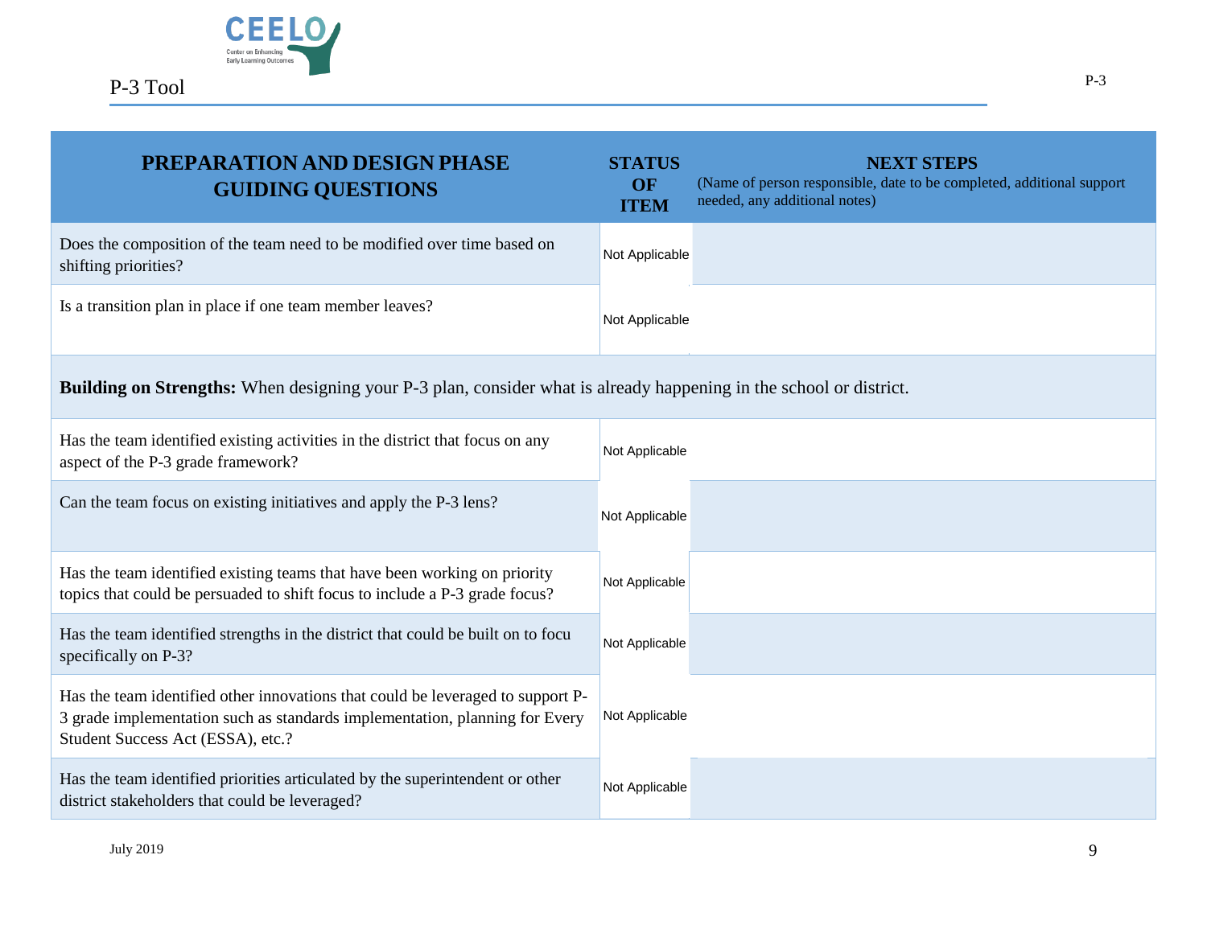| PREPARATION AND DESIGN PHASE GUIDING QUESTIONS | STATUS OF ITEM | NEXT STEPS (Name of person responsible, date to be completed, additional support needed, any additional notes) |
|---|---|---|
| Does the composition of the team need to be modified over time based on shifting priorities? | Not Applicable | |
| Is a transition plan in place if one team member leaves? | Not Applicable | |
| **Building on Strengths:** When designing your P-3 plan, consider what is already happening in the school or district. | | |
| Has the team identified existing activities in the district that focus on any aspect of the P-3 grade framework? | Not Applicable | |
| Can the team focus on existing initiatives and apply the P-3 lens? | Not Applicable | |
| Has the team identified existing teams that have been working on priority topics that could be persuaded to shift focus to include a P-3 grade focus? | Not Applicable | |
| Has the team identified strengths in the district that could be built on to focu specifically on P-3? | Not Applicable | |
| Has the team identified other innovations that could be leveraged to support P-3 grade implementation such as standards implementation, planning for Every Student Success Act (ESSA), etc.? | Not Applicable | |
| Has the team identified priorities articulated by the superintendent or other district stakeholders that could be leveraged? | Not Applicable | |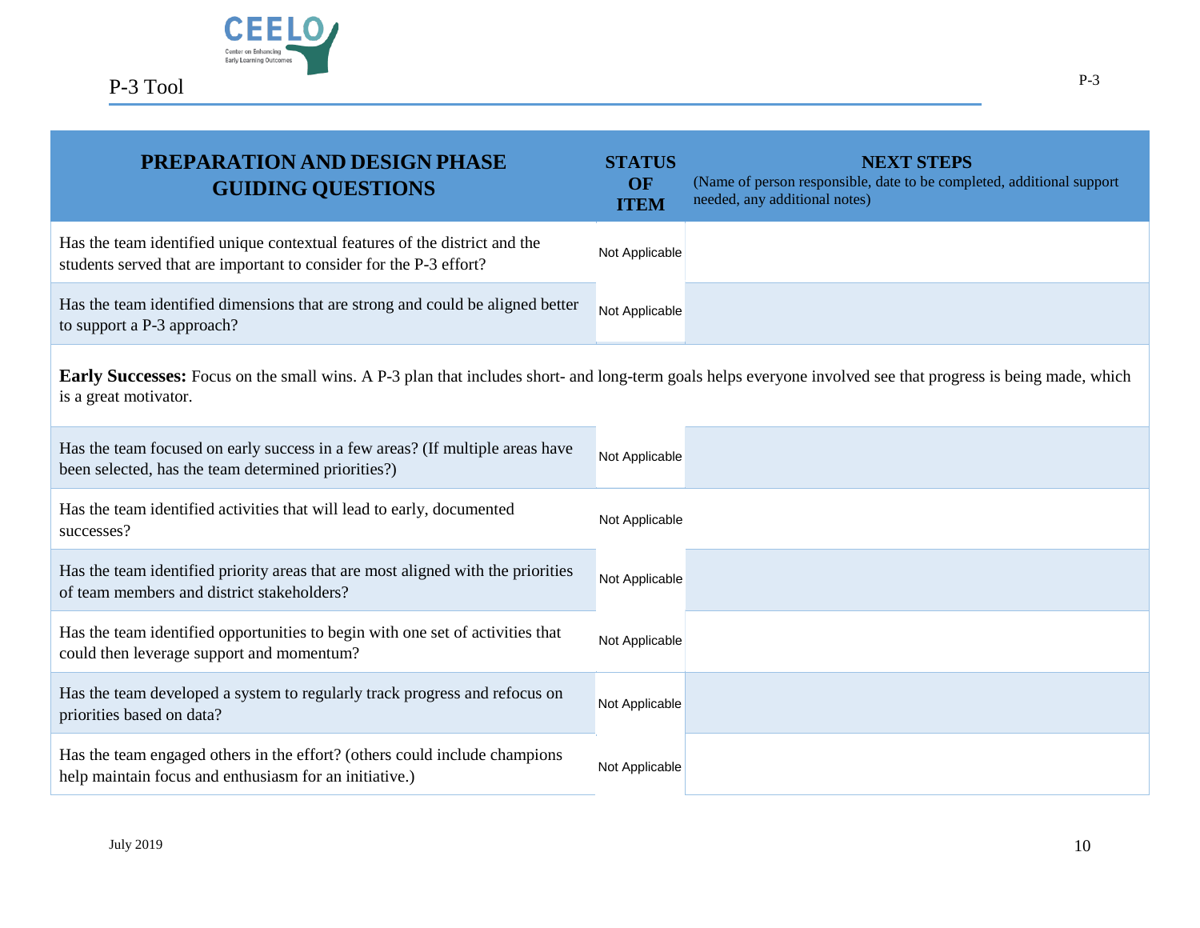| PREPARATION AND DESIGN PHASE GUIDING QUESTIONS | STATUS OF ITEM | NEXT STEPS (Name of person responsible, date to be completed, additional support needed, any additional notes) |
|---|---|---|
| Has the team identified unique contextual features of the district and the students served that are important to consider for the P-3 effort? | Not Applicable | |
| Has the team identified dimensions that are strong and could be aligned better to support a P-3 approach? | Not Applicable | |
| **Early Successes:** Focus on the small wins. A P-3 plan that includes short- and long-term goals helps everyone involved see that progress is being made, which is a great motivator. | | |
| Has the team focused on early success in a few areas? (If multiple areas have been selected, has the team determined priorities?) | Not Applicable | |
| Has the team identified activities that will lead to early, documented successes? | Not Applicable | |
| Has the team identified priority areas that are most aligned with the priorities of team members and district stakeholders? | Not Applicable | |
| Has the team identified opportunities to begin with one set of activities that could then leverage support and momentum? | Not Applicable | |
| Has the team developed a system to regularly track progress and refocus on priorities based on data? | Not Applicable | |
| Has the team engaged others in the effort? (others could include champions help maintain focus and enthusiasm for an initiative.) | Not Applicable | |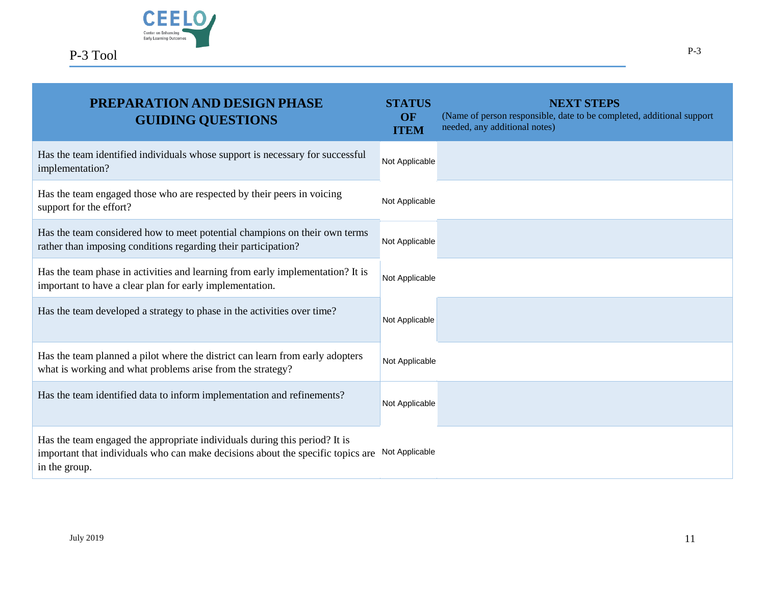| PREPARATION AND DESIGN PHASE GUIDING QUESTIONS | STATUS OF ITEM | NEXT STEPS (Name of person responsible, date to be completed, additional support needed, any additional notes) |
|---|---|---|
| Has the team identified individuals whose support is necessary for successful implementation? | Not Applicable | |
| Has the team engaged those who are respected by their peers in voicing support for the effort? | Not Applicable | |
| Has the team considered how to meet potential champions on their own terms rather than imposing conditions regarding their participation? | Not Applicable | |
| Has the team phase in activities and learning from early implementation? It is important to have a clear plan for early implementation. | Not Applicable | |
| Has the team developed a strategy to phase in the activities over time? | Not Applicable | |
| Has the team planned a pilot where the district can learn from early adopters what is working and what problems arise from the strategy? | Not Applicable | |
| Has the team identified data to inform implementation and refinements? | Not Applicable | |
| Has the team engaged the appropriate individuals during this period? It is important that individuals who can make decisions about the specific topics are in the group. | Not Applicable | |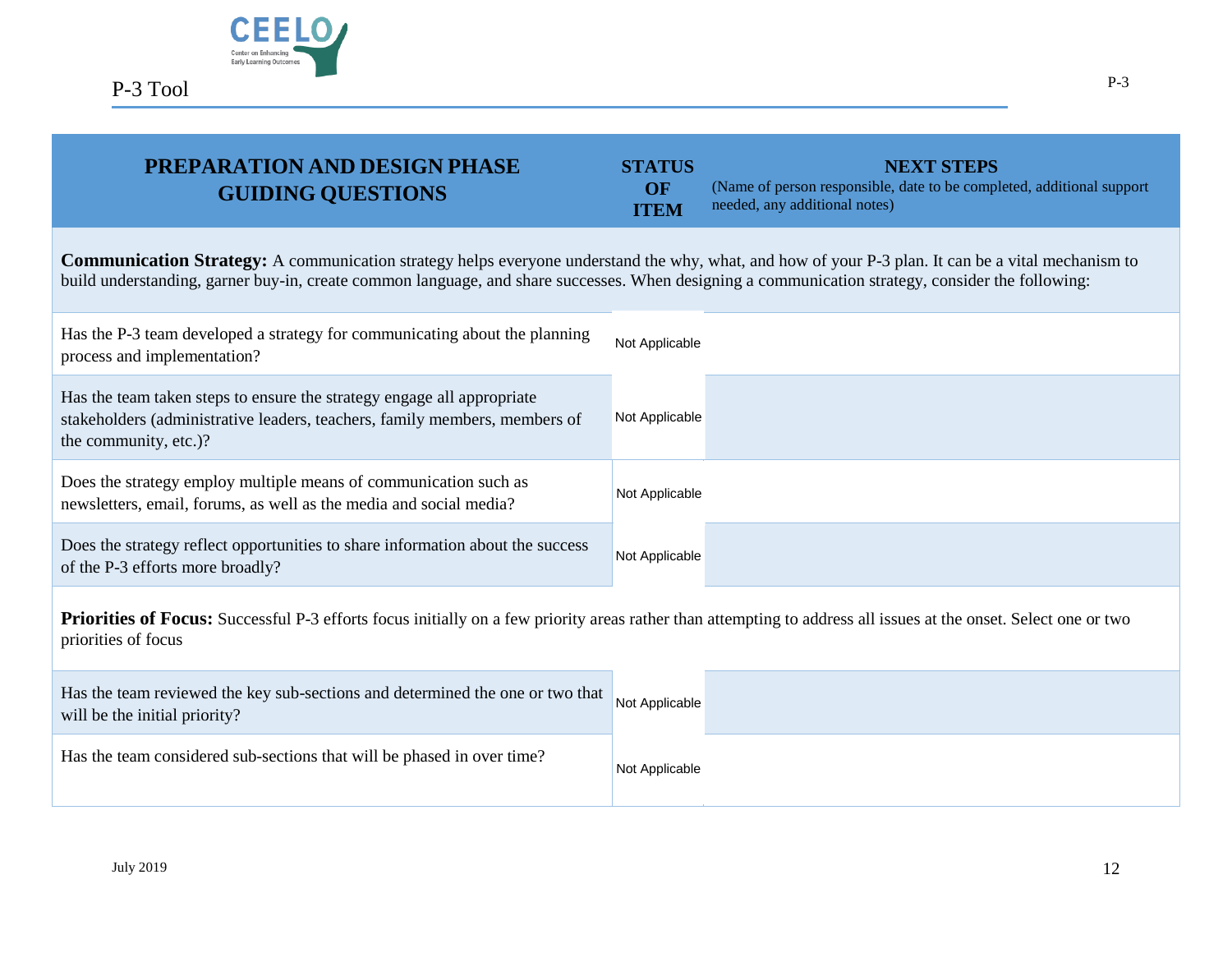| PREPARATION AND DESIGN PHASE GUIDING QUESTIONS | STATUS OF ITEM | NEXT STEPS (Name of person responsible, date to be completed, additional support needed, any additional notes) |
| --- | --- | --- |
| **Communication Strategy:** A communication strategy helps everyone understand the why, what, and how of your P-3 plan. It can be a vital mechanism to build understanding, garner buy-in, create common language, and share successes. When designing a communication strategy, consider the following: | | |
| Has the P-3 team developed a strategy for communicating about the planning process and implementation? | Not Applicable | |
| Has the team taken steps to ensure the strategy engage all appropriate stakeholders (administrative leaders, teachers, family members, members of the community, etc.)? | Not Applicable | |
| Does the strategy employ multiple means of communication such as newsletters, email, forums, as well as the media and social media? | Not Applicable | |
| Does the strategy reflect opportunities to share information about the success of the P-3 efforts more broadly? | Not Applicable | |
| **Priorities of Focus:** Successful P-3 efforts focus initially on a few priority areas rather than attempting to address all issues at the onset. Select one or two priorities of focus | | |
| Has the team reviewed the key sub-sections and determined the one or two that will be the initial priority? | Not Applicable | |
| Has the team considered sub-sections that will be phased in over time? | Not Applicable | |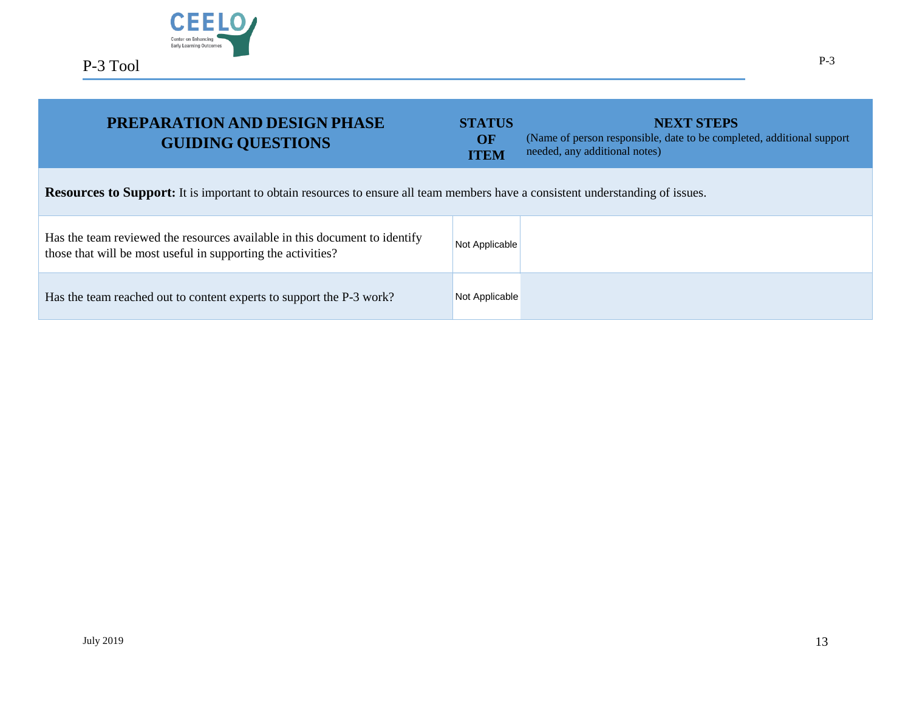| PREPARATION AND DESIGN PHASE GUIDING QUESTIONS | STATUS OF ITEM | NEXT STEPS (Name of person responsible, date to be completed, additional support needed, any additional notes) |
| --- | --- | --- |
| **Resources to Support:** It is important to obtain resources to ensure all team members have a consistent understanding of issues. | | |
| Has the team reviewed the resources available in this document to identify those that will be most useful in supporting the activities? | Not Applicable | |
| Has the team reached out to content experts to support the P-3 work? | Not Applicable | |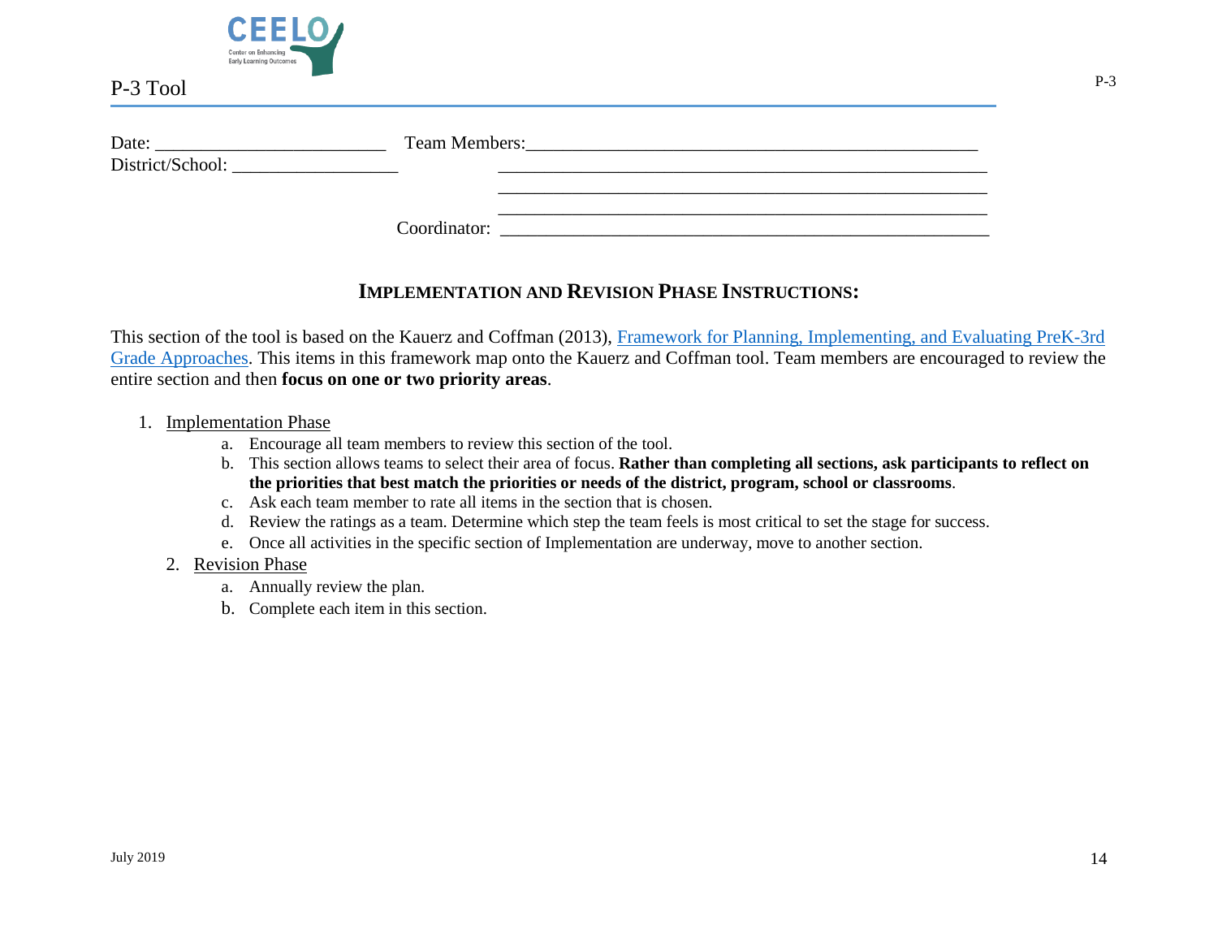Date: ________________________ Team Members:_______________________________________________

District/School: _________________ _______________________________________________

_______________________________________________

_______________________________________________

Coordinator: _______________________________________________

## IMPLEMENTATION AND REVISION PHASE INSTRUCTIONS:

This section of the tool is based on the Kauerz and Coffman (2013), Framework for Planning, Implementing, and Evaluating PreK-3rd Grade Approaches. This items in this framework map onto the Kauerz and Coffman tool. Team members are encouraged to review the entire section and then **focus on one or two priority areas**.

1. Implementation Phase
   a. Encourage all team members to review this section of the tool.
   b. This section allows teams to select their area of focus. **Rather than completing all sections, ask participants to reflect on the priorities that best match the priorities or needs of the district, program, school or classrooms**.
   c. Ask each team member to rate all items in the section that is chosen.
   d. Review the ratings as a team. Determine which step the team feels is most critical to set the stage for success.
   e. Once all activities in the specific section of Implementation are underway, move to another section.
2. Revision Phase
   a. Annually review the plan.
   b. Complete each item in this section.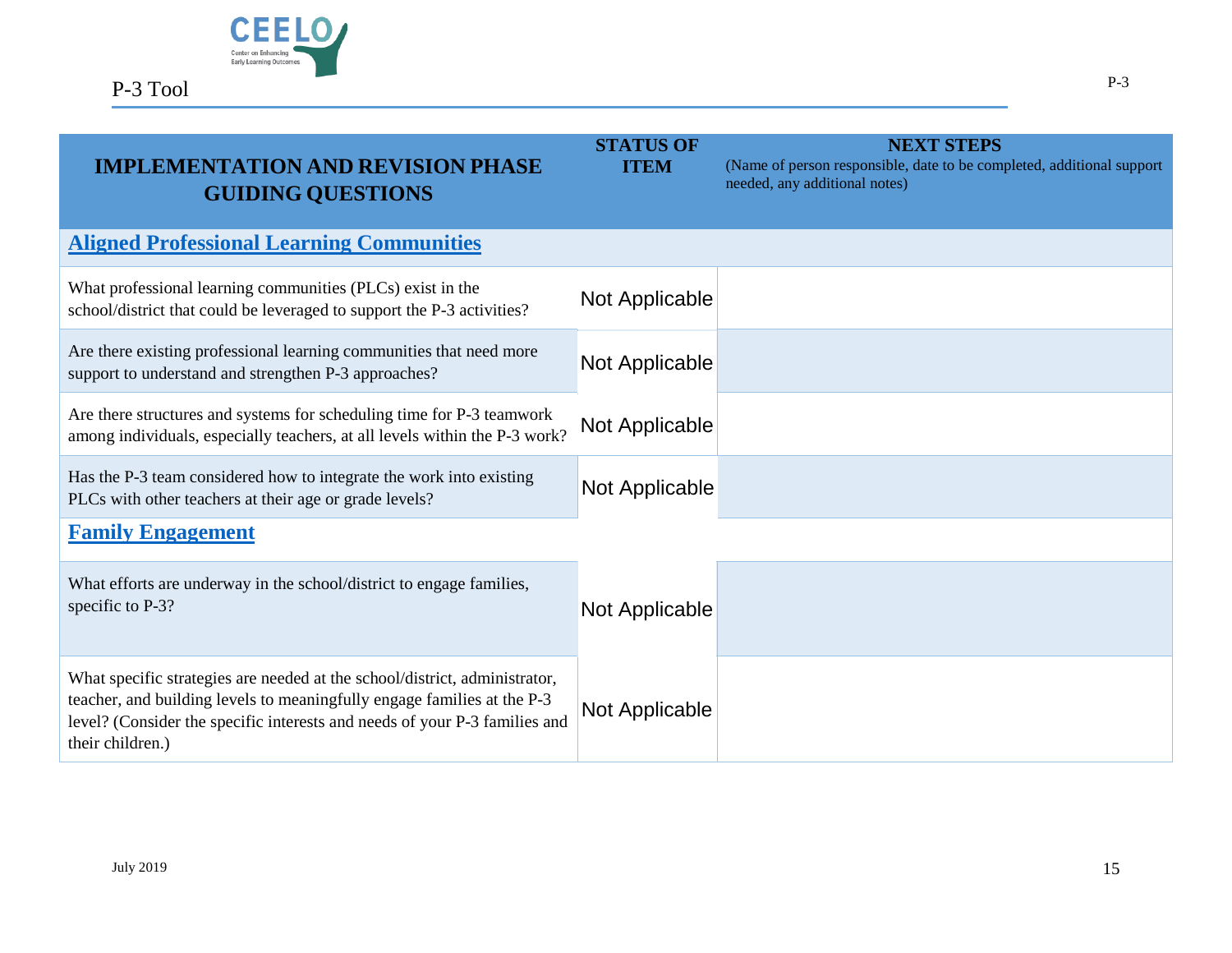| IMPLEMENTATION AND REVISION PHASE GUIDING QUESTIONS | STATUS OF ITEM | NEXT STEPS (Name of person responsible, date to be completed, additional support needed, any additional notes) |
|---|---|---|
| **Aligned Professional Learning Communities** | | |
| What professional learning communities (PLCs) exist in the school/district that could be leveraged to support the P-3 activities? | Not Applicable | |
| Are there existing professional learning communities that need more support to understand and strengthen P-3 approaches? | Not Applicable | |
| Are there structures and systems for scheduling time for P-3 teamwork among individuals, especially teachers, at all levels within the P-3 work? | Not Applicable | |
| Has the P-3 team considered how to integrate the work into existing PLCs with other teachers at their age or grade levels? | Not Applicable | |
| **Family Engagement** | | |
| What efforts are underway in the school/district to engage families, specific to P-3? | Not Applicable | |
| What specific strategies are needed at the school/district, administrator, teacher, and building levels to meaningfully engage families at the P-3 level? (Consider the specific interests and needs of your P-3 families and their children.) | Not Applicable | |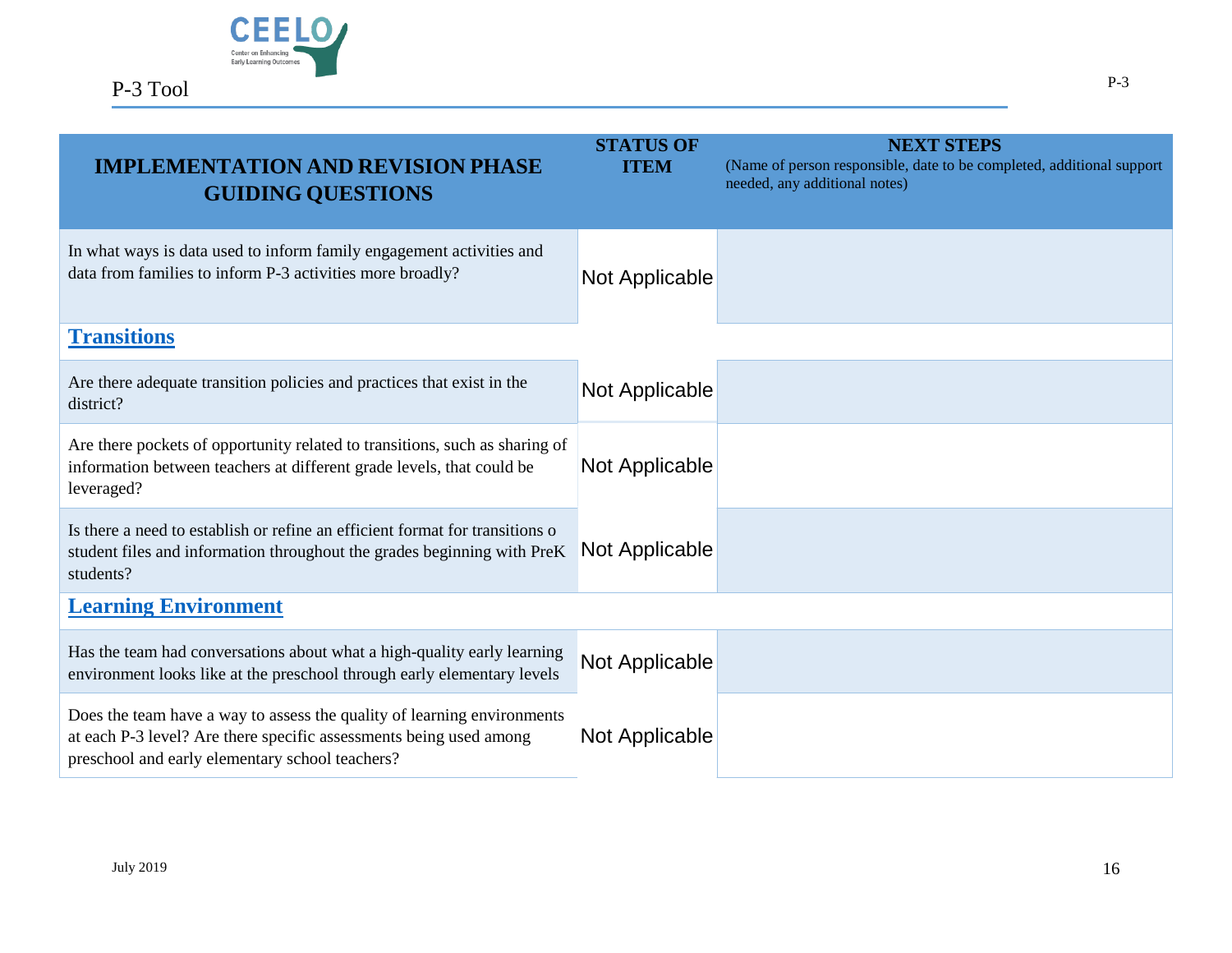| IMPLEMENTATION AND REVISION PHASE GUIDING QUESTIONS | STATUS OF ITEM | NEXT STEPS (Name of person responsible, date to be completed, additional support needed, any additional notes) |
|---|---|---|
| In what ways is data used to inform family engagement activities and data from families to inform P-3 activities more broadly? | Not Applicable | |
| **Transitions** | | |
| Are there adequate transition policies and practices that exist in the district? | Not Applicable | |
| Are there pockets of opportunity related to transitions, such as sharing of information between teachers at different grade levels, that could be leveraged? | Not Applicable | |
| Is there a need to establish or refine an efficient format for transitions o student files and information throughout the grades beginning with PreK students? | Not Applicable | |
| **Learning Environment** | | |
| Has the team had conversations about what a high-quality early learning environment looks like at the preschool through early elementary levels | Not Applicable | |
| Does the team have a way to assess the quality of learning environments at each P-3 level? Are there specific assessments being used among preschool and early elementary school teachers? | Not Applicable | |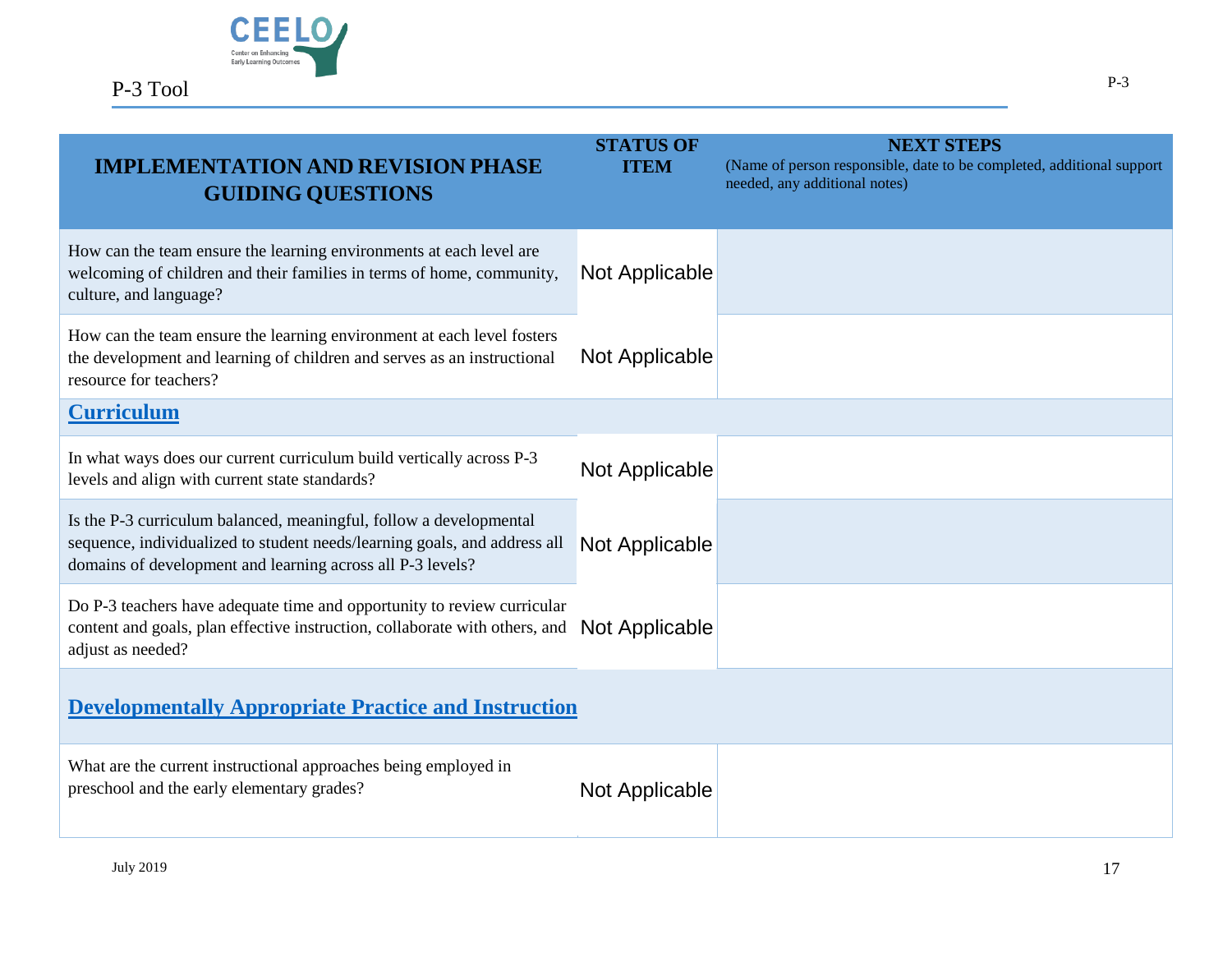| IMPLEMENTATION AND REVISION PHASE GUIDING QUESTIONS | STATUS OF ITEM | NEXT STEPS (Name of person responsible, date to be completed, additional support needed, any additional notes) |
|---|---|---|
| How can the team ensure the learning environments at each level are welcoming of children and their families in terms of home, community, culture, and language? | Not Applicable | |
| How can the team ensure the learning environment at each level fosters the development and learning of children and serves as an instructional resource for teachers? | Not Applicable | |
| **Curriculum** | | |
| In what ways does our current curriculum build vertically across P-3 levels and align with current state standards? | Not Applicable | |
| Is the P-3 curriculum balanced, meaningful, follow a developmental sequence, individualized to student needs/learning goals, and address all domains of development and learning across all P-3 levels? | Not Applicable | |
| Do P-3 teachers have adequate time and opportunity to review curricular content and goals, plan effective instruction, collaborate with others, and adjust as needed? | Not Applicable | |
| **Developmentally Appropriate Practice and Instruction** | | |
| What are the current instructional approaches being employed in preschool and the early elementary grades? | Not Applicable | |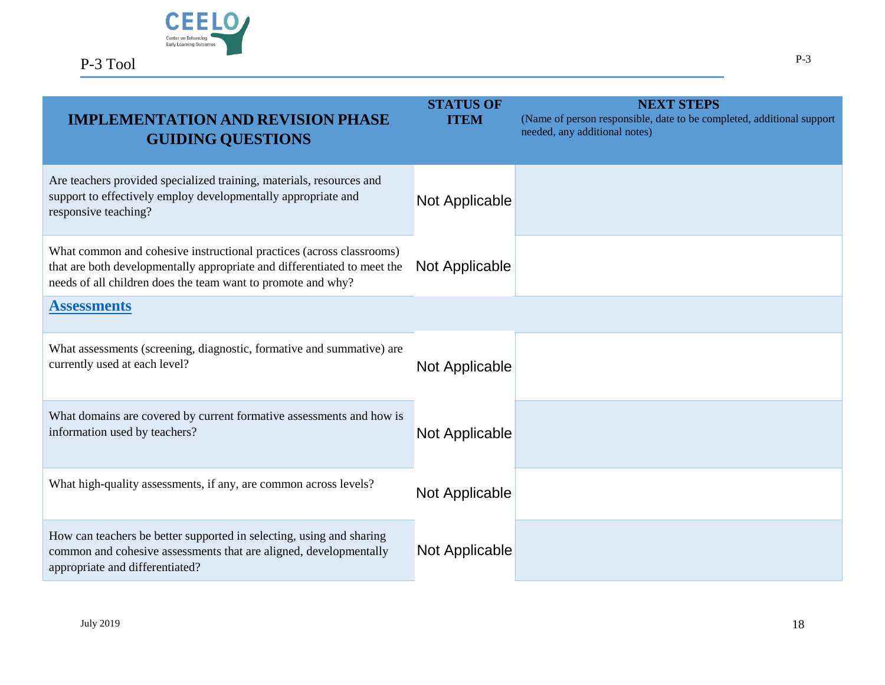| IMPLEMENTATION AND REVISION PHASE GUIDING QUESTIONS | STATUS OF ITEM | NEXT STEPS (Name of person responsible, date to be completed, additional support needed, any additional notes) |
|---|---|---|
| Are teachers provided specialized training, materials, resources and support to effectively employ developmentally appropriate and responsive teaching? | Not Applicable | |
| What common and cohesive instructional practices (across classrooms) that are both developmentally appropriate and differentiated to meet the needs of all children does the team want to promote and why? | Not Applicable | |
| **Assessments** | | |
| What assessments (screening, diagnostic, formative and summative) are currently used at each level? | Not Applicable | |
| What domains are covered by current formative assessments and how is information used by teachers? | Not Applicable | |
| What high-quality assessments, if any, are common across levels? | Not Applicable | |
| How can teachers be better supported in selecting, using and sharing common and cohesive assessments that are aligned, developmentally appropriate and differentiated? | Not Applicable | |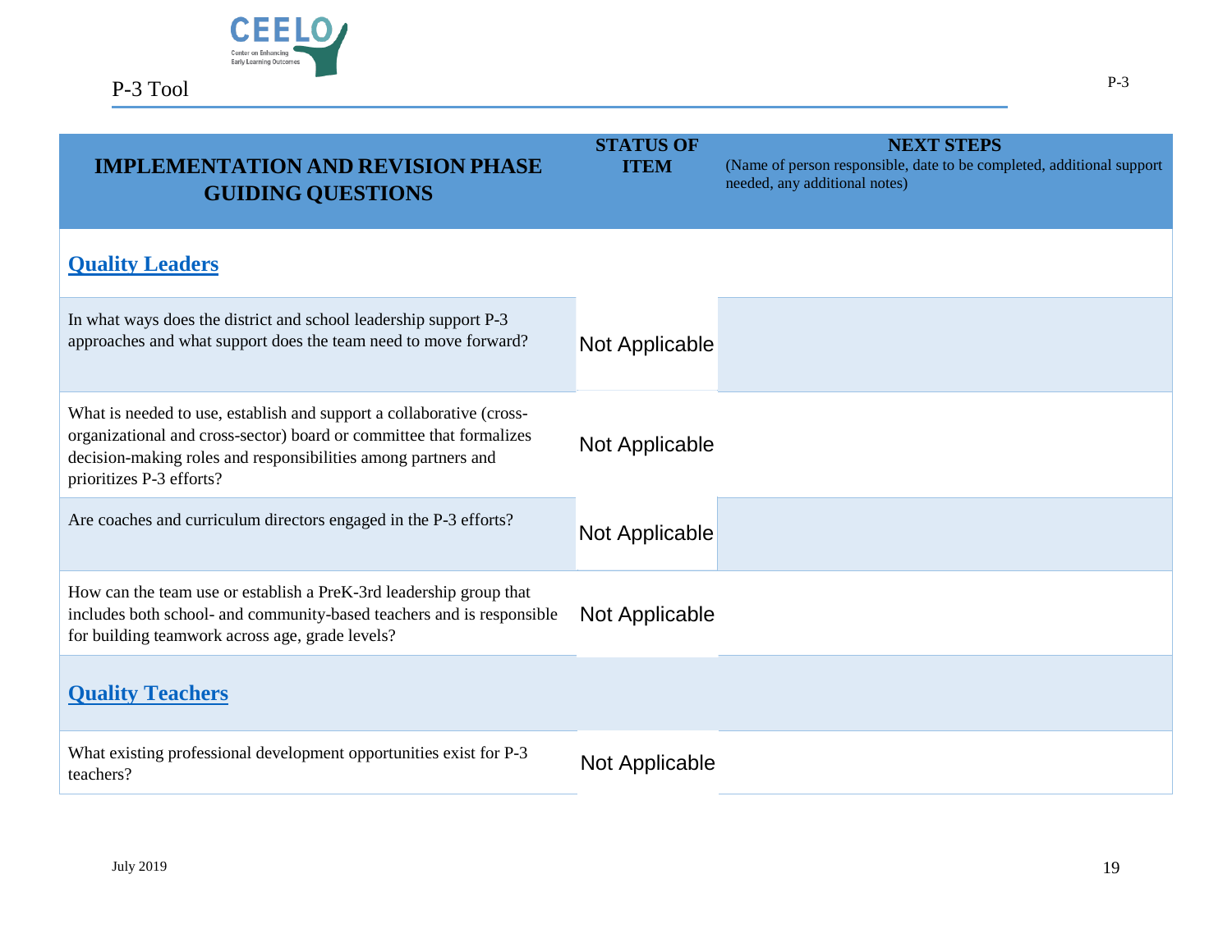| IMPLEMENTATION AND REVISION PHASE GUIDING QUESTIONS | STATUS OF ITEM | NEXT STEPS (Name of person responsible, date to be completed, additional support needed, any additional notes) |
|---|---|---|
| **Quality Leaders** | | |
| In what ways does the district and school leadership support P-3 approaches and what support does the team need to move forward? | Not Applicable | |
| What is needed to use, establish and support a collaborative (cross-organizational and cross-sector) board or committee that formalizes decision-making roles and responsibilities among partners and prioritizes P-3 efforts? | Not Applicable | |
| Are coaches and curriculum directors engaged in the P-3 efforts? | Not Applicable | |
| How can the team use or establish a PreK-3rd leadership group that includes both school- and community-based teachers and is responsible for building teamwork across age, grade levels? | Not Applicable | |
| **Quality Teachers** | | |
| What existing professional development opportunities exist for P-3 teachers? | Not Applicable | |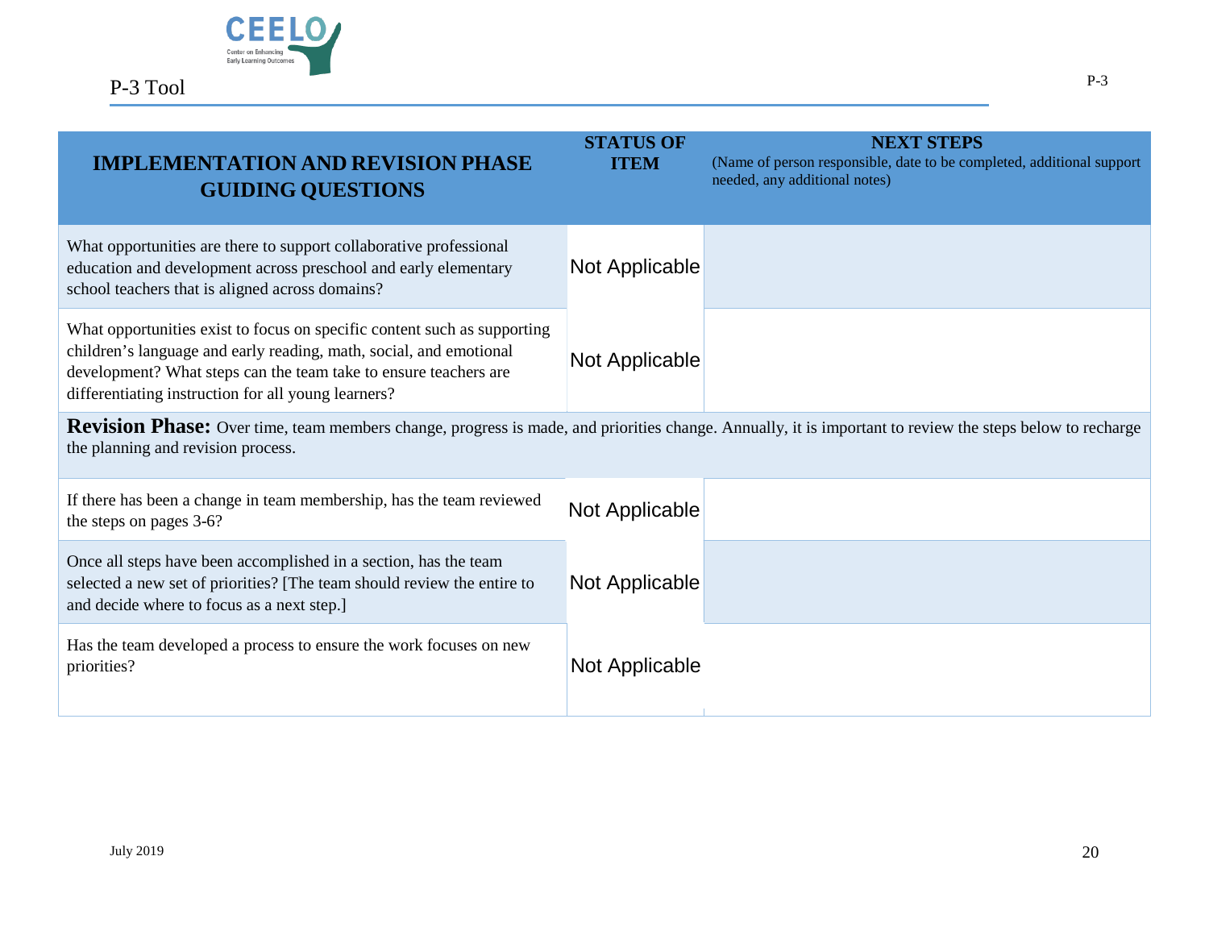| IMPLEMENTATION AND REVISION PHASE GUIDING QUESTIONS | STATUS OF ITEM | NEXT STEPS (Name of person responsible, date to be completed, additional support needed, any additional notes) |
|---|---|---|
| What opportunities are there to support collaborative professional education and development across preschool and early elementary school teachers that is aligned across domains? | Not Applicable | |
| What opportunities exist to focus on specific content such as supporting children's language and early reading, math, social, and emotional development? What steps can the team take to ensure teachers are differentiating instruction for all young learners? | Not Applicable | |
| **Revision Phase:** Over time, team members change, progress is made, and priorities change. Annually, it is important to review the steps below to recharge the planning and revision process. | | |
| If there has been a change in team membership, has the team reviewed the steps on pages 3-6? | Not Applicable | |
| Once all steps have been accomplished in a section, has the team selected a new set of priorities? [The team should review the entire to and decide where to focus as a next step.] | Not Applicable | |
| Has the team developed a process to ensure the work focuses on new priorities? | Not Applicable | |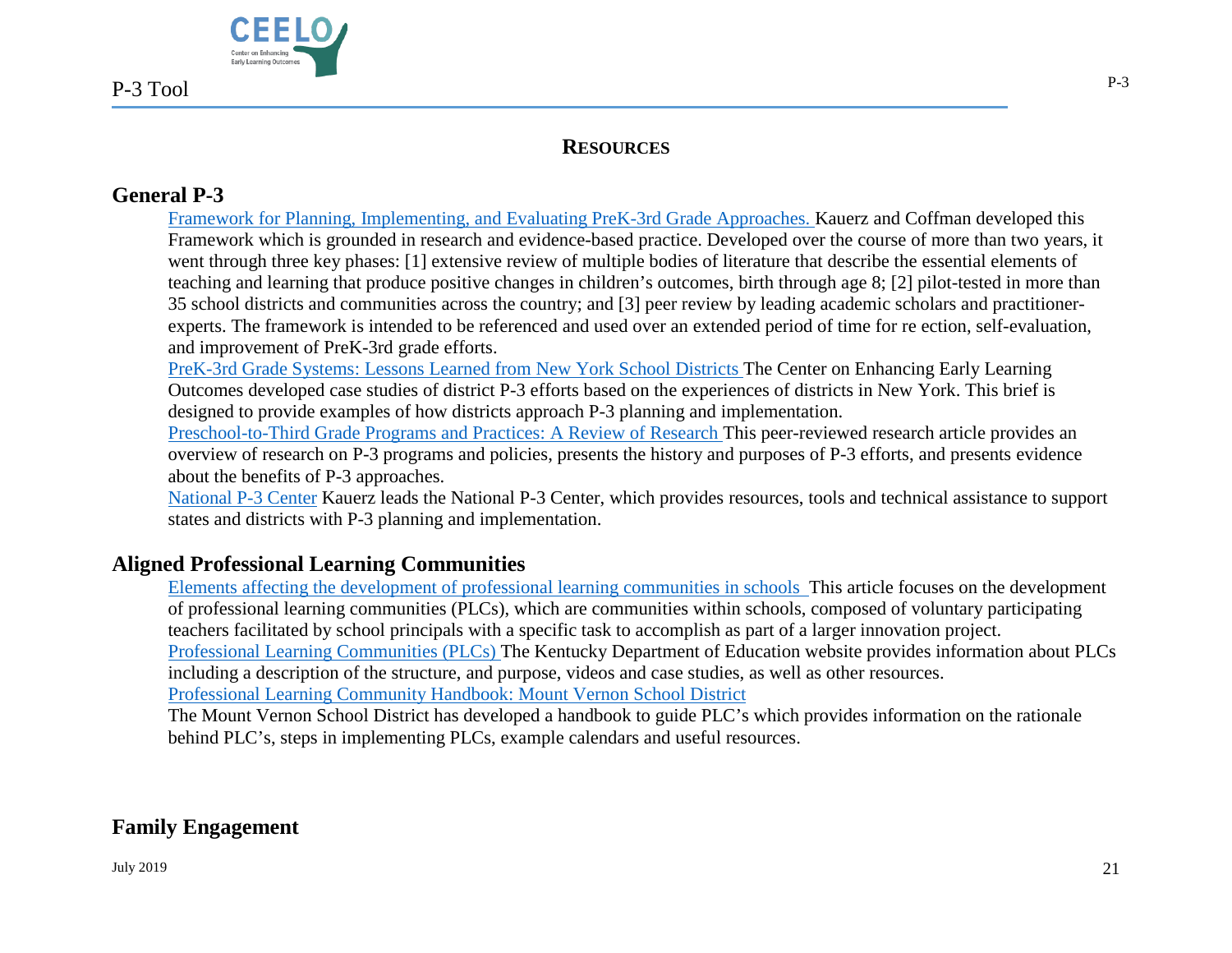## RESOURCES

### General P-3

Framework for Planning, Implementing, and Evaluating PreK-3rd Grade Approaches. Kauerz and Coffman developed this Framework which is grounded in research and evidence-based practice. Developed over the course of more than two years, it went through three key phases: [1] extensive review of multiple bodies of literature that describe the essential elements of teaching and learning that produce positive changes in children's outcomes, birth through age 8; [2] pilot-tested in more than 35 school districts and communities across the country; and [3] peer review by leading academic scholars and practitioner-experts. The framework is intended to be referenced and used over an extended period of time for re ection, self-evaluation, and improvement of PreK-3rd grade efforts.

PreK-3rd Grade Systems: Lessons Learned from New York School Districts The Center on Enhancing Early Learning Outcomes developed case studies of district P-3 efforts based on the experiences of districts in New York. This brief is designed to provide examples of how districts approach P-3 planning and implementation.

Preschool-to-Third Grade Programs and Practices: A Review of Research This peer-reviewed research article provides an overview of research on P-3 programs and policies, presents the history and purposes of P-3 efforts, and presents evidence about the benefits of P-3 approaches.

National P-3 Center Kauerz leads the National P-3 Center, which provides resources, tools and technical assistance to support states and districts with P-3 planning and implementation.

### Aligned Professional Learning Communities

Elements affecting the development of professional learning communities in schools This article focuses on the development of professional learning communities (PLCs), which are communities within schools, composed of voluntary participating teachers facilitated by school principals with a specific task to accomplish as part of a larger innovation project.

Professional Learning Communities (PLCs) The Kentucky Department of Education website provides information about PLCs including a description of the structure, and purpose, videos and case studies, as well as other resources.

Professional Learning Community Handbook: Mount Vernon School District

The Mount Vernon School District has developed a handbook to guide PLC's which provides information on the rationale behind PLC's, steps in implementing PLCs, example calendars and useful resources.

### Family Engagement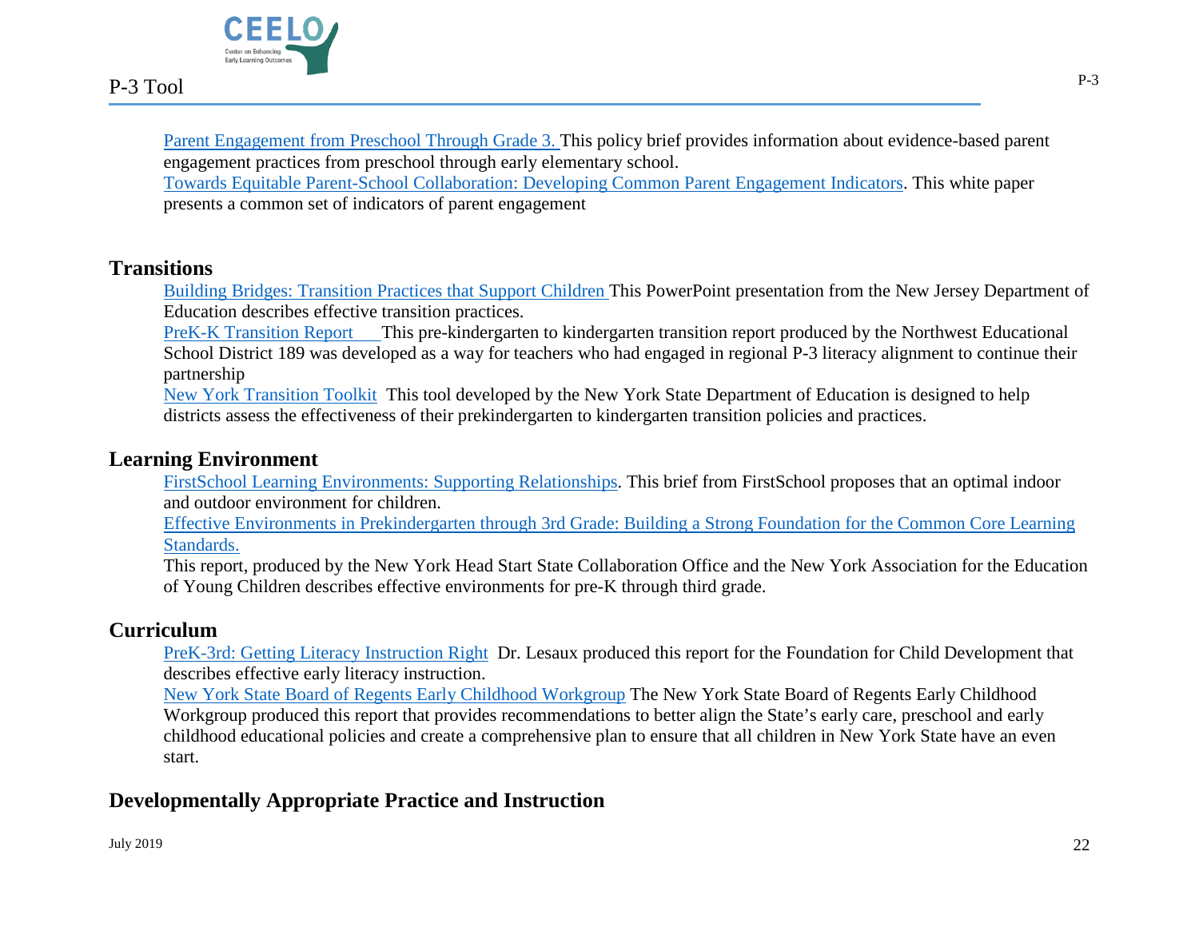[Parent Engagement from Preschool Through Grade 3.] This policy brief provides information about evidence-based parent engagement practices from preschool through early elementary school.
[Towards Equitable Parent-School Collaboration: Developing Common Parent Engagement Indicators]. This white paper presents a common set of indicators of parent engagement

## Transitions

[Building Bridges: Transition Practices that Support Children] This PowerPoint presentation from the New Jersey Department of Education describes effective transition practices.
[PreK-K Transition Report] This pre-kindergarten to kindergarten transition report produced by the Northwest Educational School District 189 was developed as a way for teachers who had engaged in regional P-3 literacy alignment to continue their partnership
[New York Transition Toolkit] This tool developed by the New York State Department of Education is designed to help districts assess the effectiveness of their prekindergarten to kindergarten transition policies and practices.

## Learning Environment

[FirstSchool Learning Environments: Supporting Relationships]. This brief from FirstSchool proposes that an optimal indoor and outdoor environment for children.
[Effective Environments in Prekindergarten through 3rd Grade: Building a Strong Foundation for the Common Core Learning Standards.]
This report, produced by the New York Head Start State Collaboration Office and the New York Association for the Education of Young Children describes effective environments for pre-K through third grade.

## Curriculum

[PreK-3rd: Getting Literacy Instruction Right] Dr. Lesaux produced this report for the Foundation for Child Development that describes effective early literacy instruction.
[New York State Board of Regents Early Childhood Workgroup] The New York State Board of Regents Early Childhood Workgroup produced this report that provides recommendations to better align the State's early care, preschool and early childhood educational policies and create a comprehensive plan to ensure that all children in New York State have an even start.

## Developmentally Appropriate Practice and Instruction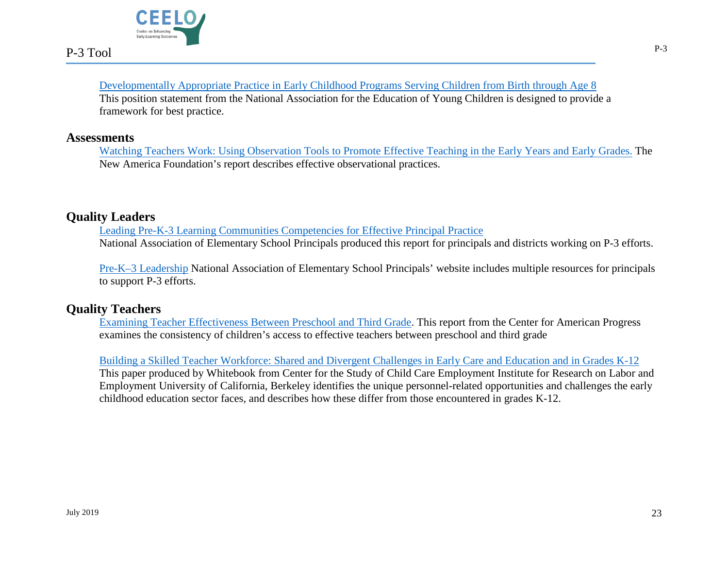[Developmentally Appropriate Practice in Early Childhood Programs Serving Children from Birth through Age 8](#)
This position statement from the National Association for the Education of Young Children is designed to provide a framework for best practice.

## Assessments

[Watching Teachers Work: Using Observation Tools to Promote Effective Teaching in the Early Years and Early Grades.](#) The New America Foundation's report describes effective observational practices.

## Quality Leaders

[Leading Pre-K-3 Learning Communities Competencies for Effective Principal Practice](#)
National Association of Elementary School Principals produced this report for principals and districts working on P-3 efforts.

[Pre-K–3 Leadership](#) National Association of Elementary School Principals' website includes multiple resources for principals to support P-3 efforts.

## Quality Teachers

[Examining Teacher Effectiveness Between Preschool and Third Grade](#). This report from the Center for American Progress examines the consistency of children's access to effective teachers between preschool and third grade

[Building a Skilled Teacher Workforce: Shared and Divergent Challenges in Early Care and Education and in Grades K-12](#)
This paper produced by Whitebook from Center for the Study of Child Care Employment Institute for Research on Labor and Employment University of California, Berkeley identifies the unique personnel-related opportunities and challenges the early childhood education sector faces, and describes how these differ from those encountered in grades K-12.